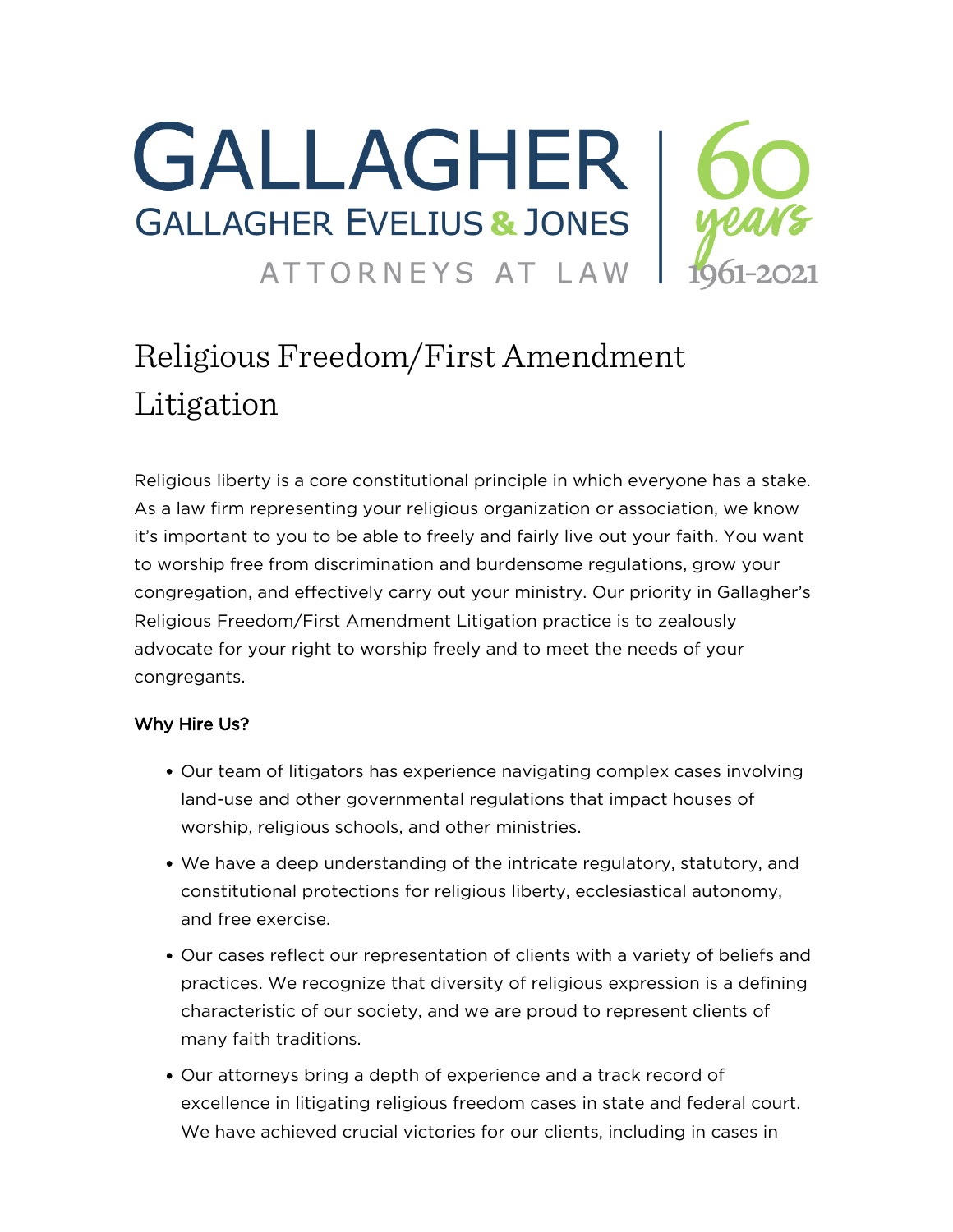GALLAGHER
GALLAGHER EVELIUS & JONES
ATTORNEYS AT LAW

60 years 1961-2021

# Religious Freedom/First Amendment Litigation

Religious liberty is a core constitutional principle in which everyone has a stake. As a law firm representing your religious organization or association, we know it's important to you to be able to freely and fairly live out your faith. You want to worship free from discrimination and burdensome regulations, grow your congregation, and effectively carry out your ministry. Our priority in Gallagher's Religious Freedom/First Amendment Litigation practice is to zealously advocate for your right to worship freely and to meet the needs of your congregants.

### Why Hire Us?

- Our team of litigators has experience navigating complex cases involving land-use and other governmental regulations that impact houses of worship, religious schools, and other ministries.
- We have a deep understanding of the intricate regulatory, statutory, and constitutional protections for religious liberty, ecclesiastical autonomy, and free exercise.
- Our cases reflect our representation of clients with a variety of beliefs and practices. We recognize that diversity of religious expression is a defining characteristic of our society, and we are proud to represent clients of many faith traditions.
- Our attorneys bring a depth of experience and a track record of excellence in litigating religious freedom cases in state and federal court. We have achieved crucial victories for our clients, including in cases in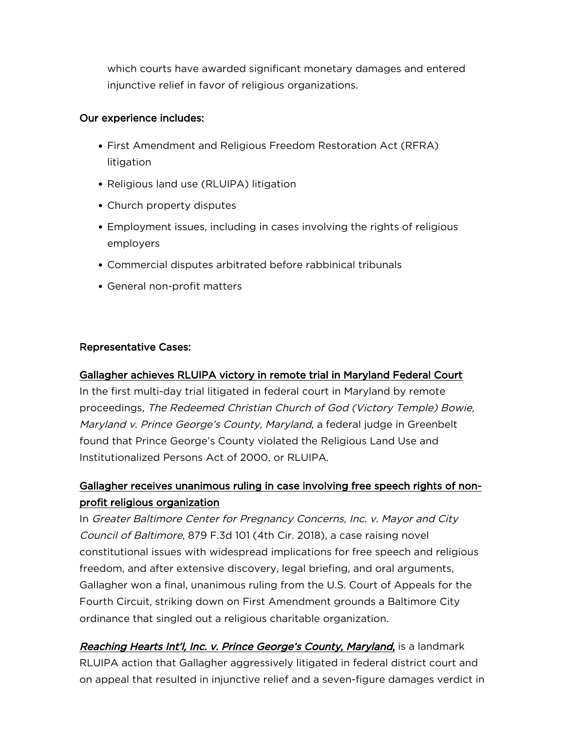which courts have awarded significant monetary damages and entered injunctive relief in favor of religious organizations.

**Our experience includes:**

- First Amendment and Religious Freedom Restoration Act (RFRA) litigation
- Religious land use (RLUIPA) litigation
- Church property disputes
- Employment issues, including in cases involving the rights of religious employers
- Commercial disputes arbitrated before rabbinical tribunals
- General non-profit matters

**Representative Cases:**

**Gallagher achieves RLUIPA victory in remote trial in Maryland Federal Court**

In the first multi-day trial litigated in federal court in Maryland by remote proceedings, *The Redeemed Christian Church of God (Victory Temple) Bowie, Maryland v. Prince George's County, Maryland*, a federal judge in Greenbelt found that Prince George's County violated the Religious Land Use and Institutionalized Persons Act of 2000, or RLUIPA.

**Gallagher receives unanimous ruling in case involving free speech rights of non-profit religious organization**

In *Greater Baltimore Center for Pregnancy Concerns, Inc. v. Mayor and City Council of Baltimore*, 879 F.3d 101 (4th Cir. 2018), a case raising novel constitutional issues with widespread implications for free speech and religious freedom, and after extensive discovery, legal briefing, and oral arguments, Gallagher won a final, unanimous ruling from the U.S. Court of Appeals for the Fourth Circuit, striking down on First Amendment grounds a Baltimore City ordinance that singled out a religious charitable organization.

***Reaching Hearts Int'l, Inc. v. Prince George's County, Maryland,*** is a landmark RLUIPA action that Gallagher aggressively litigated in federal district court and on appeal that resulted in injunctive relief and a seven-figure damages verdict in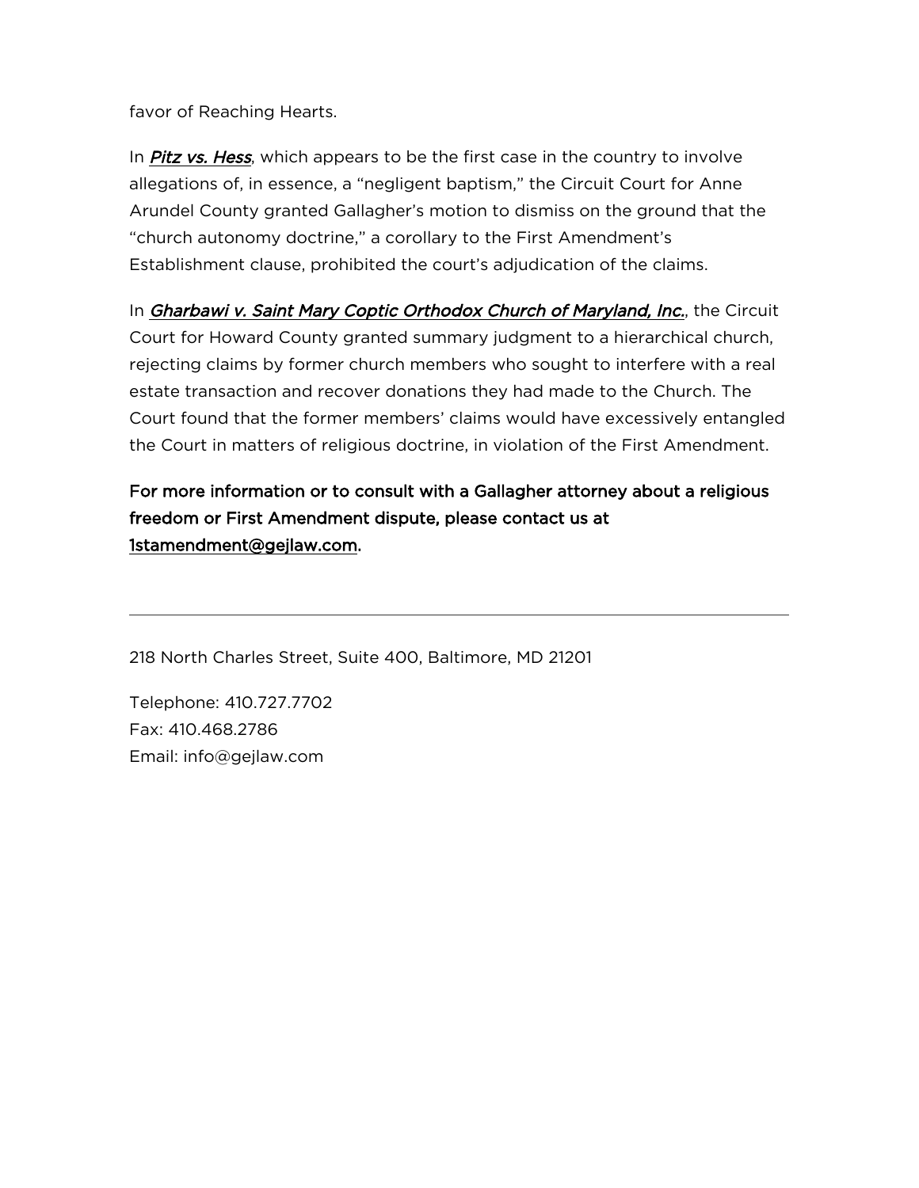favor of Reaching Hearts.

In ***Pitz vs. Hess***, which appears to be the first case in the country to involve allegations of, in essence, a "negligent baptism," the Circuit Court for Anne Arundel County granted Gallagher's motion to dismiss on the ground that the "church autonomy doctrine," a corollary to the First Amendment's Establishment clause, prohibited the court's adjudication of the claims.

In ***Gharbawi v. Saint Mary Coptic Orthodox Church of Maryland, Inc.***, the Circuit Court for Howard County granted summary judgment to a hierarchical church, rejecting claims by former church members who sought to interfere with a real estate transaction and recover donations they had made to the Church. The Court found that the former members' claims would have excessively entangled the Court in matters of religious doctrine, in violation of the First Amendment.

**For more information or to consult with a Gallagher attorney about a religious freedom or First Amendment dispute, please contact us at 1stamendment@gejlaw.com.**

---

218 North Charles Street, Suite 400, Baltimore, MD 21201

Telephone: 410.727.7702
Fax: 410.468.2786
Email: info@gejlaw.com